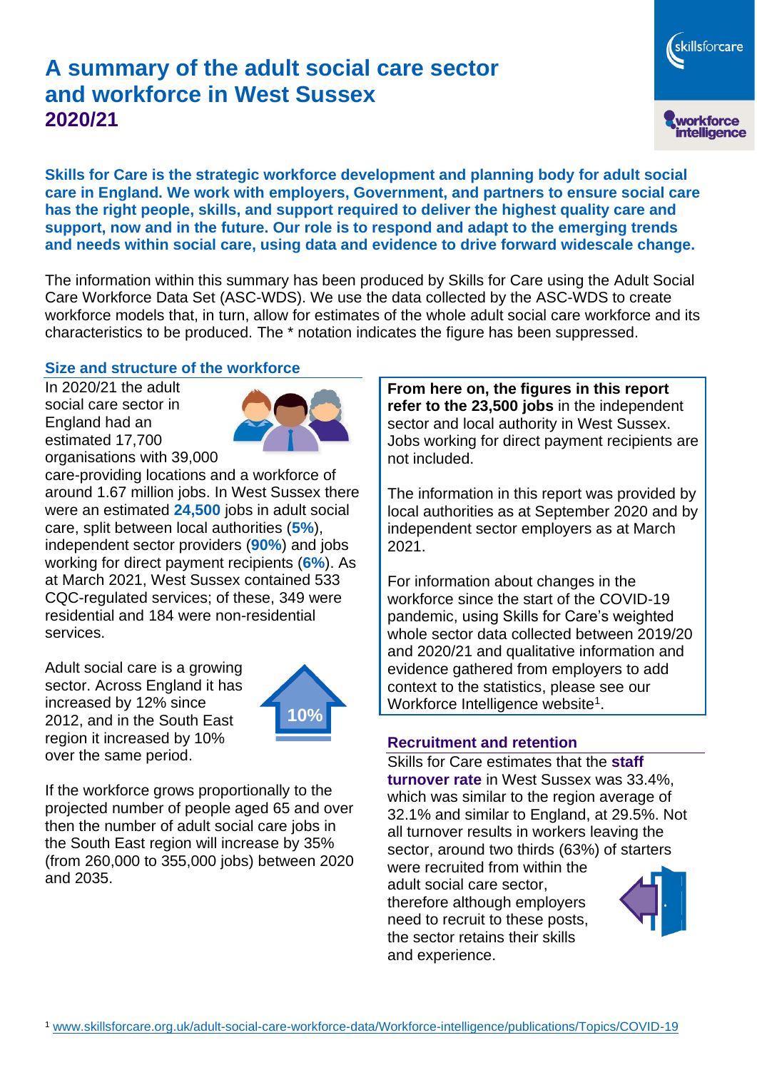# A summary of the adult social care sector and workforce in West Sussex 2020/21

**Skills for Care is the strategic workforce development and planning body for adult social care in England. We work with employers, Government, and partners to ensure social care has the right people, skills, and support required to deliver the highest quality care and support, now and in the future. Our role is to respond and adapt to the emerging trends and needs within social care, using data and evidence to drive forward widescale change.**

The information within this summary has been produced by Skills for Care using the Adult Social Care Workforce Data Set (ASC-WDS). We use the data collected by the ASC-WDS to create workforce models that, in turn, allow for estimates of the whole adult social care workforce and its characteristics to be produced. The * notation indicates the figure has been suppressed.

## Size and structure of the workforce

In 2020/21 the adult social care sector in England had an estimated 17,700 organisations with 39,000 care-providing locations and a workforce of around 1.67 million jobs. In West Sussex there were an estimated **24,500** jobs in adult social care, split between local authorities (**5%**), independent sector providers (**90%**) and jobs working for direct payment recipients (**6%**). As at March 2021, West Sussex contained 533 CQC-regulated services; of these, 349 were residential and 184 were non-residential services.

Adult social care is a growing sector. Across England it has increased by 12% since 2012, and in the South East region it increased by 10% over the same period.

10%

If the workforce grows proportionally to the projected number of people aged 65 and over then the number of adult social care jobs in the South East region will increase by 35% (from 260,000 to 355,000 jobs) between 2020 and 2035.

**From here on, the figures in this report refer to the 23,500 jobs** in the independent sector and local authority in West Sussex. Jobs working for direct payment recipients are not included.

The information in this report was provided by local authorities as at September 2020 and by independent sector employers as at March 2021.

For information about changes in the workforce since the start of the COVID-19 pandemic, using Skills for Care's weighted whole sector data collected between 2019/20 and 2020/21 and qualitative information and evidence gathered from employers to add context to the statistics, please see our Workforce Intelligence website[1].

## Recruitment and retention

Skills for Care estimates that the **staff turnover rate** in West Sussex was 33.4%, which was similar to the region average of 32.1% and similar to England, at 29.5%. Not all turnover results in workers leaving the sector, around two thirds (63%) of starters were recruited from within the adult social care sector, therefore although employers need to recruit to these posts, the sector retains their skills and experience.

[1] www.skillsforcare.org.uk/adult-social-care-workforce-data/Workforce-intelligence/publications/Topics/COVID-19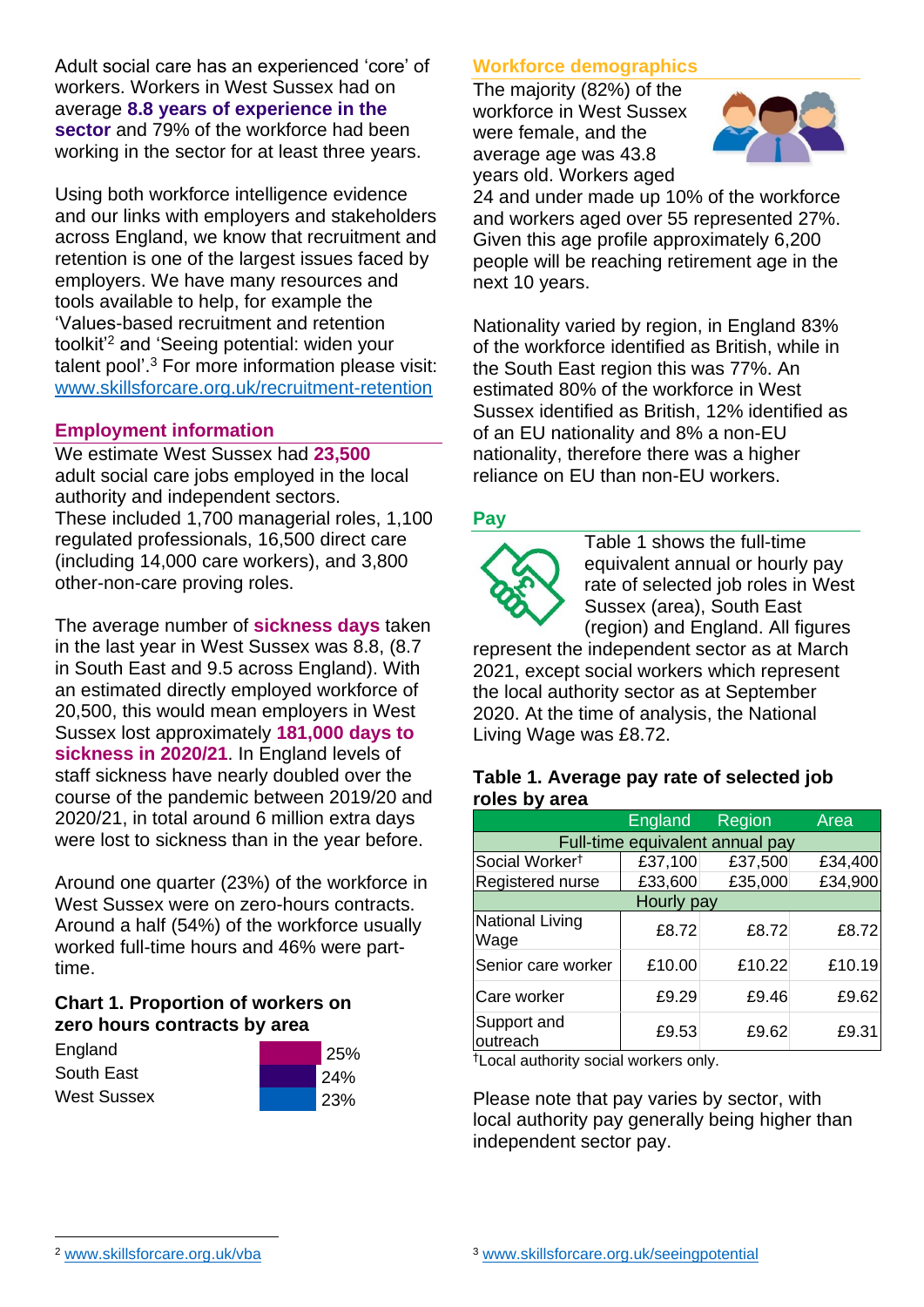Adult social care has an experienced 'core' of workers. Workers in West Sussex had on average **8.8 years of experience in the sector** and 79% of the workforce had been working in the sector for at least three years.

Using both workforce intelligence evidence and our links with employers and stakeholders across England, we know that recruitment and retention is one of the largest issues faced by employers. We have many resources and tools available to help, for example the 'Values-based recruitment and retention toolkit'[2] and 'Seeing potential: widen your talent pool'.[3] For more information please visit: www.skillsforcare.org.uk/recruitment-retention

## Employment information

We estimate West Sussex had **23,500** adult social care jobs employed in the local authority and independent sectors. These included 1,700 managerial roles, 1,100 regulated professionals, 16,500 direct care (including 14,000 care workers), and 3,800 other-non-care proving roles.

The average number of **sickness days** taken in the last year in West Sussex was 8.8, (8.7 in South East and 9.5 across England). With an estimated directly employed workforce of 20,500, this would mean employers in West Sussex lost approximately **181,000 days to sickness in 2020/21**. In England levels of staff sickness have nearly doubled over the course of the pandemic between 2019/20 and 2020/21, in total around 6 million extra days were lost to sickness than in the year before.

Around one quarter (23%) of the workforce in West Sussex were on zero-hours contracts. Around a half (54%) of the workforce usually worked full-time hours and 46% were part-time.

### Chart 1. Proportion of workers on zero hours contracts by area

| Area | Proportion |
| --- | --- |
| England | 25% |
| South East | 24% |
| West Sussex | 23% |

## Workforce demographics

The majority (82%) of the workforce in West Sussex were female, and the average age was 43.8 years old. Workers aged 24 and under made up 10% of the workforce and workers aged over 55 represented 27%. Given this age profile approximately 6,200 people will be reaching retirement age in the next 10 years.

Nationality varied by region, in England 83% of the workforce identified as British, while in the South East region this was 77%. An estimated 80% of the workforce in West Sussex identified as British, 12% identified as of an EU nationality and 8% a non-EU nationality, therefore there was a higher reliance on EU than non-EU workers.

## Pay

Table 1 shows the full-time equivalent annual or hourly pay rate of selected job roles in West Sussex (area), South East (region) and England. All figures represent the independent sector as at March 2021, except social workers which represent the local authority sector as at September 2020. At the time of analysis, the National Living Wage was £8.72.

### Table 1. Average pay rate of selected job roles by area

| | England | Region | Area |
| --- | --- | --- | --- |
| **Full-time equivalent annual pay** | | | |
| Social Worker† | £37,100 | £37,500 | £34,400 |
| Registered nurse | £33,600 | £35,000 | £34,900 |
| **Hourly pay** | | | |
| National Living Wage | £8.72 | £8.72 | £8.72 |
| Senior care worker | £10.00 | £10.22 | £10.19 |
| Care worker | £9.29 | £9.46 | £9.62 |
| Support and outreach | £9.53 | £9.62 | £9.31 |

†Local authority social workers only.

Please note that pay varies by sector, with local authority pay generally being higher than independent sector pay.

[2] www.skillsforcare.org.uk/vba

[3] www.skillsforcare.org.uk/seeingpotential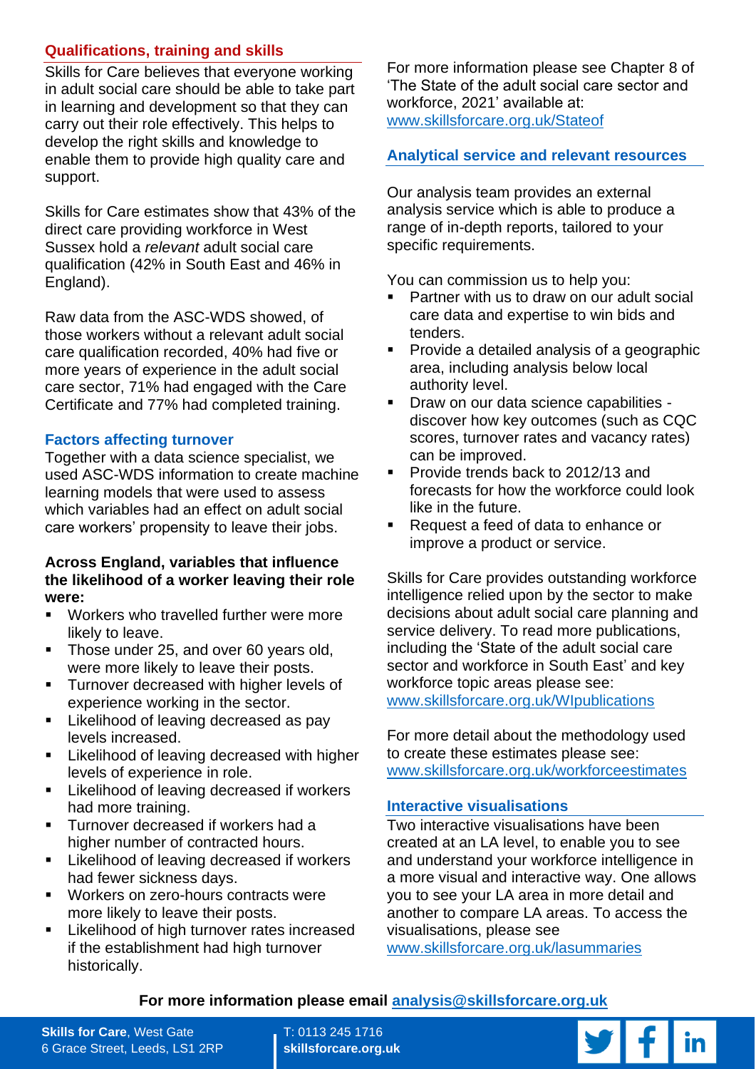## Qualifications, training and skills

Skills for Care believes that everyone working in adult social care should be able to take part in learning and development so that they can carry out their role effectively. This helps to develop the right skills and knowledge to enable them to provide high quality care and support.

Skills for Care estimates show that 43% of the direct care providing workforce in West Sussex hold a *relevant* adult social care qualification (42% in South East and 46% in England).

Raw data from the ASC-WDS showed, of those workers without a relevant adult social care qualification recorded, 40% had five or more years of experience in the adult social care sector, 71% had engaged with the Care Certificate and 77% had completed training.

## Factors affecting turnover

Together with a data science specialist, we used ASC-WDS information to create machine learning models that were used to assess which variables had an effect on adult social care workers' propensity to leave their jobs.

**Across England, variables that influence the likelihood of a worker leaving their role were:**

- Workers who travelled further were more likely to leave.
- Those under 25, and over 60 years old, were more likely to leave their posts.
- Turnover decreased with higher levels of experience working in the sector.
- Likelihood of leaving decreased as pay levels increased.
- Likelihood of leaving decreased with higher levels of experience in role.
- Likelihood of leaving decreased if workers had more training.
- Turnover decreased if workers had a higher number of contracted hours.
- Likelihood of leaving decreased if workers had fewer sickness days.
- Workers on zero-hours contracts were more likely to leave their posts.
- Likelihood of high turnover rates increased if the establishment had high turnover historically.

For more information please see Chapter 8 of 'The State of the adult social care sector and workforce, 2021' available at: www.skillsforcare.org.uk/Stateof

## Analytical service and relevant resources

Our analysis team provides an external analysis service which is able to produce a range of in-depth reports, tailored to your specific requirements.

You can commission us to help you:

- Partner with us to draw on our adult social care data and expertise to win bids and tenders.
- Provide a detailed analysis of a geographic area, including analysis below local authority level.
- Draw on our data science capabilities - discover how key outcomes (such as CQC scores, turnover rates and vacancy rates) can be improved.
- Provide trends back to 2012/13 and forecasts for how the workforce could look like in the future.
- Request a feed of data to enhance or improve a product or service.

Skills for Care provides outstanding workforce intelligence relied upon by the sector to make decisions about adult social care planning and service delivery. To read more publications, including the 'State of the adult social care sector and workforce in South East' and key workforce topic areas please see: www.skillsforcare.org.uk/WIpublications

For more detail about the methodology used to create these estimates please see: www.skillsforcare.org.uk/workforceestimates

## Interactive visualisations

Two interactive visualisations have been created at an LA level, to enable you to see and understand your workforce intelligence in a more visual and interactive way. One allows you to see your LA area in more detail and another to compare LA areas. To access the visualisations, please see www.skillsforcare.org.uk/lasummaries

**For more information please email analysis@skillsforcare.org.uk**

**Skills for Care**, West Gate
6 Grace Street, Leeds, LS1 2RP

T: 0113 245 1716
**skillsforcare.org.uk**